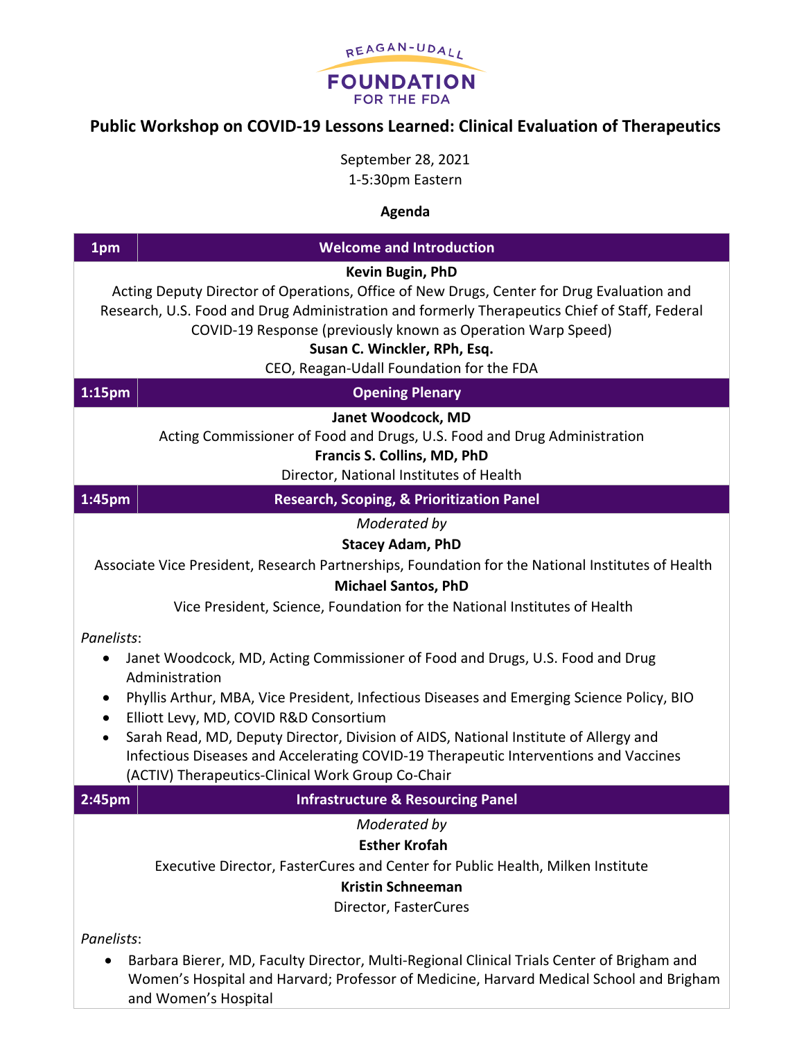REAGAN-UDALL FOUNDATION FOR THE FDA

# Public Workshop on COVID-19 Lessons Learned: Clinical Evaluation of Therapeutics

September 28, 2021
1-5:30pm Eastern

**Agenda**

| 1pm | Welcome and Introduction |
|---|---|

**Kevin Bugin, PhD**
Acting Deputy Director of Operations, Office of New Drugs, Center for Drug Evaluation and Research, U.S. Food and Drug Administration and formerly Therapeutics Chief of Staff, Federal COVID-19 Response (previously known as Operation Warp Speed)
**Susan C. Winckler, RPh, Esq.**
CEO, Reagan-Udall Foundation for the FDA

| 1:15pm | Opening Plenary |
|---|---|

**Janet Woodcock, MD**
Acting Commissioner of Food and Drugs, U.S. Food and Drug Administration
**Francis S. Collins, MD, PhD**
Director, National Institutes of Health

| 1:45pm | Research, Scoping, & Prioritization Panel |
|---|---|

*Moderated by*
**Stacey Adam, PhD**
Associate Vice President, Research Partnerships, Foundation for the National Institutes of Health
**Michael Santos, PhD**
Vice President, Science, Foundation for the National Institutes of Health

*Panelists*:
- Janet Woodcock, MD, Acting Commissioner of Food and Drugs, U.S. Food and Drug Administration
- Phyllis Arthur, MBA, Vice President, Infectious Diseases and Emerging Science Policy, BIO
- Elliott Levy, MD, COVID R&D Consortium
- Sarah Read, MD, Deputy Director, Division of AIDS, National Institute of Allergy and Infectious Diseases and Accelerating COVID-19 Therapeutic Interventions and Vaccines (ACTIV) Therapeutics-Clinical Work Group Co-Chair

| 2:45pm | Infrastructure & Resourcing Panel |
|---|---|

*Moderated by*
**Esther Krofah**
Executive Director, FasterCures and Center for Public Health, Milken Institute
**Kristin Schneeman**
Director, FasterCures

*Panelists*:
- Barbara Bierer, MD, Faculty Director, Multi-Regional Clinical Trials Center of Brigham and Women's Hospital and Harvard; Professor of Medicine, Harvard Medical School and Brigham and Women's Hospital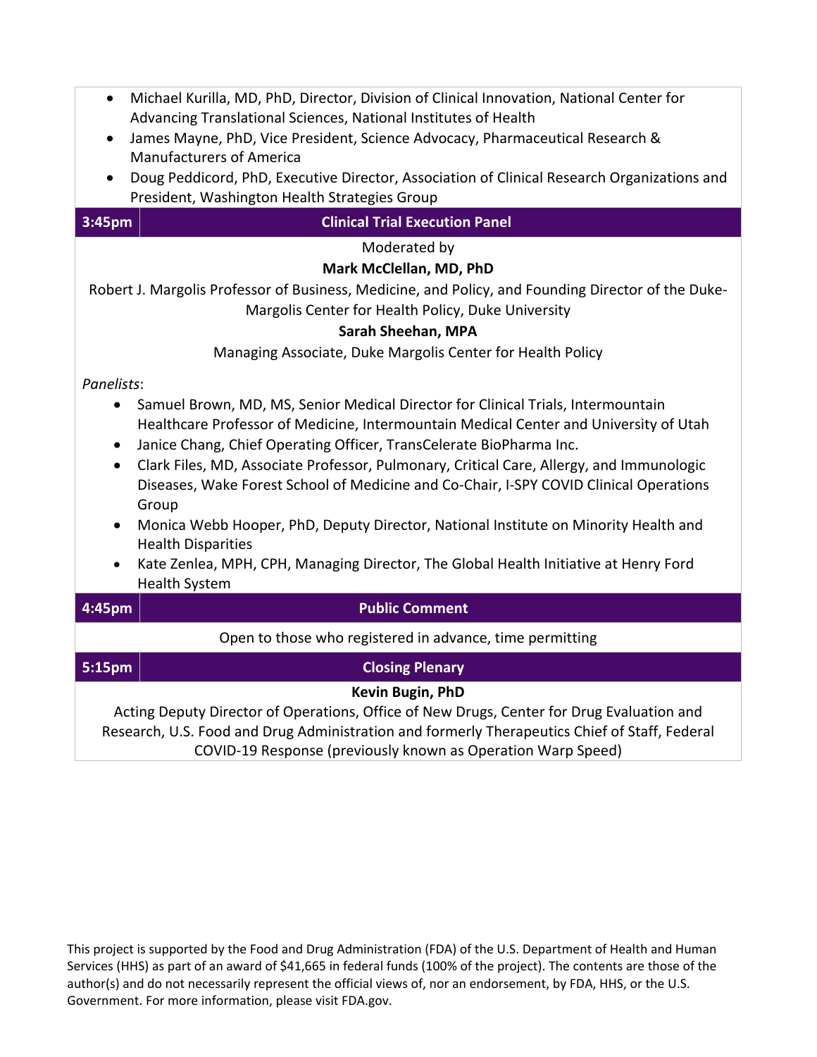- Michael Kurilla, MD, PhD, Director, Division of Clinical Innovation, National Center for Advancing Translational Sciences, National Institutes of Health
- James Mayne, PhD, Vice President, Science Advocacy, Pharmaceutical Research & Manufacturers of America
- Doug Peddicord, PhD, Executive Director, Association of Clinical Research Organizations and President, Washington Health Strategies Group

## 3:45pm Clinical Trial Execution Panel

Moderated by

**Mark McClellan, MD, PhD**

Robert J. Margolis Professor of Business, Medicine, and Policy, and Founding Director of the Duke-Margolis Center for Health Policy, Duke University

**Sarah Sheehan, MPA**

Managing Associate, Duke Margolis Center for Health Policy

*Panelists*:

- Samuel Brown, MD, MS, Senior Medical Director for Clinical Trials, Intermountain Healthcare Professor of Medicine, Intermountain Medical Center and University of Utah
- Janice Chang, Chief Operating Officer, TransCelerate BioPharma Inc.
- Clark Files, MD, Associate Professor, Pulmonary, Critical Care, Allergy, and Immunologic Diseases, Wake Forest School of Medicine and Co-Chair, I-SPY COVID Clinical Operations Group
- Monica Webb Hooper, PhD, Deputy Director, National Institute on Minority Health and Health Disparities
- Kate Zenlea, MPH, CPH, Managing Director, The Global Health Initiative at Henry Ford Health System

## 4:45pm Public Comment

Open to those who registered in advance, time permitting

## 5:15pm Closing Plenary

**Kevin Bugin, PhD**

Acting Deputy Director of Operations, Office of New Drugs, Center for Drug Evaluation and Research, U.S. Food and Drug Administration and formerly Therapeutics Chief of Staff, Federal COVID-19 Response (previously known as Operation Warp Speed)

This project is supported by the Food and Drug Administration (FDA) of the U.S. Department of Health and Human Services (HHS) as part of an award of $41,665 in federal funds (100% of the project). The contents are those of the author(s) and do not necessarily represent the official views of, nor an endorsement, by FDA, HHS, or the U.S. Government. For more information, please visit FDA.gov.